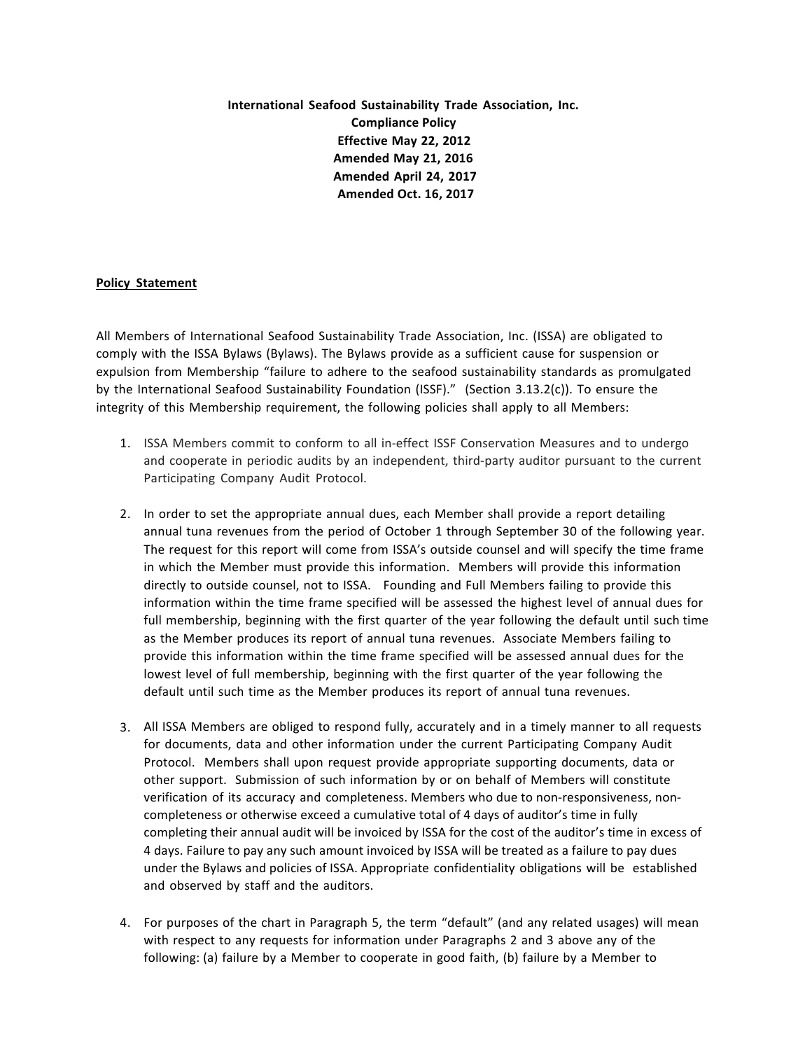**International Seafood Sustainability Trade Association, Inc.**
**Compliance Policy**
**Effective May 22, 2012**
**Amended May 21, 2016**
**Amended April 24, 2017**
**Amended Oct. 16, 2017**

## Policy Statement

All Members of International Seafood Sustainability Trade Association, Inc. (ISSA) are obligated to comply with the ISSA Bylaws (Bylaws). The Bylaws provide as a sufficient cause for suspension or expulsion from Membership "failure to adhere to the seafood sustainability standards as promulgated by the International Seafood Sustainability Foundation (ISSF)." (Section 3.13.2(c)). To ensure the integrity of this Membership requirement, the following policies shall apply to all Members:

1. ISSA Members commit to conform to all in-effect ISSF Conservation Measures and to undergo and cooperate in periodic audits by an independent, third-party auditor pursuant to the current Participating Company Audit Protocol.

2. In order to set the appropriate annual dues, each Member shall provide a report detailing annual tuna revenues from the period of October 1 through September 30 of the following year. The request for this report will come from ISSA's outside counsel and will specify the time frame in which the Member must provide this information. Members will provide this information directly to outside counsel, not to ISSA. Founding and Full Members failing to provide this information within the time frame specified will be assessed the highest level of annual dues for full membership, beginning with the first quarter of the year following the default until such time as the Member produces its report of annual tuna revenues. Associate Members failing to provide this information within the time frame specified will be assessed annual dues for the lowest level of full membership, beginning with the first quarter of the year following the default until such time as the Member produces its report of annual tuna revenues.

3. All ISSA Members are obliged to respond fully, accurately and in a timely manner to all requests for documents, data and other information under the current Participating Company Audit Protocol. Members shall upon request provide appropriate supporting documents, data or other support. Submission of such information by or on behalf of Members will constitute verification of its accuracy and completeness. Members who due to non-responsiveness, non-completeness or otherwise exceed a cumulative total of 4 days of auditor's time in fully completing their annual audit will be invoiced by ISSA for the cost of the auditor's time in excess of 4 days. Failure to pay any such amount invoiced by ISSA will be treated as a failure to pay dues under the Bylaws and policies of ISSA. Appropriate confidentiality obligations will be established and observed by staff and the auditors.

4. For purposes of the chart in Paragraph 5, the term "default" (and any related usages) will mean with respect to any requests for information under Paragraphs 2 and 3 above any of the following: (a) failure by a Member to cooperate in good faith, (b) failure by a Member to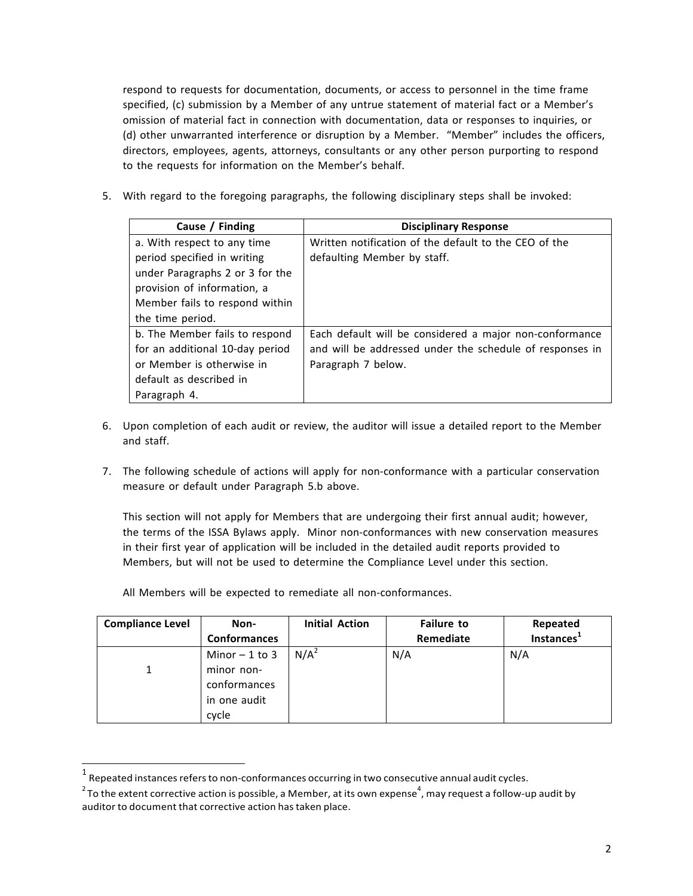respond to requests for documentation, documents, or access to personnel in the time frame specified, (c) submission by a Member of any untrue statement of material fact or a Member's omission of material fact in connection with documentation, data or responses to inquiries, or (d) other unwarranted interference or disruption by a Member. "Member" includes the officers, directors, employees, agents, attorneys, consultants or any other person purporting to respond to the requests for information on the Member's behalf.

5. With regard to the foregoing paragraphs, the following disciplinary steps shall be invoked:

| Cause / Finding | Disciplinary Response |
|---|---|
| a. With respect to any time period specified in writing under Paragraphs 2 or 3 for the provision of information, a Member fails to respond within the time period. | Written notification of the default to the CEO of the defaulting Member by staff. |
| b. The Member fails to respond for an additional 10-day period or Member is otherwise in default as described in Paragraph 4. | Each default will be considered a major non-conformance and will be addressed under the schedule of responses in Paragraph 7 below. |

6. Upon completion of each audit or review, the auditor will issue a detailed report to the Member and staff.

7. The following schedule of actions will apply for non-conformance with a particular conservation measure or default under Paragraph 5.b above.

   This section will not apply for Members that are undergoing their first annual audit; however, the terms of the ISSA Bylaws apply. Minor non-conformances with new conservation measures in their first year of application will be included in the detailed audit reports provided to Members, but will not be used to determine the Compliance Level under this section.

   All Members will be expected to remediate all non-conformances.

| Compliance Level | Non-Conformances | Initial Action | Failure to Remediate | Repeated Instances[1] |
|---|---|---|---|---|
| 1 | Minor – 1 to 3 minor non-conformances in one audit cycle | N/A[2] | N/A | N/A |

[1] Repeated instances refers to non-conformances occurring in two consecutive annual audit cycles.

[2] To the extent corrective action is possible, a Member, at its own expense[4], may request a follow-up audit by auditor to document that corrective action has taken place.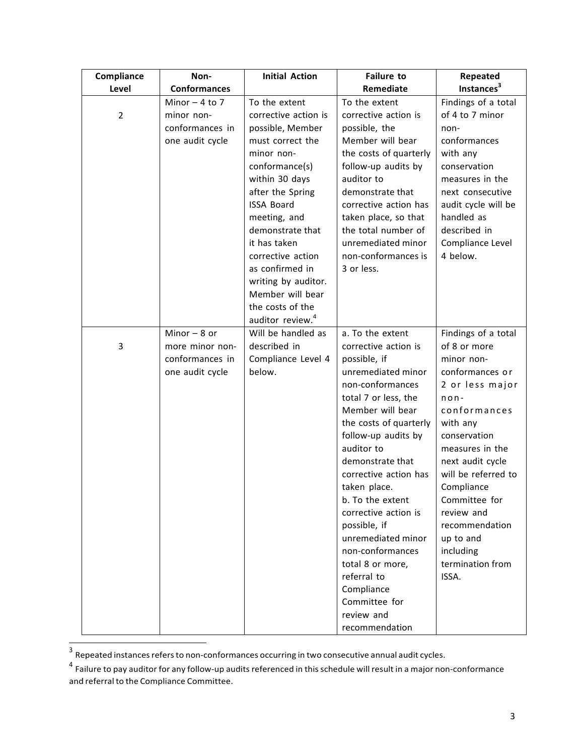| Compliance Level | Non-Conformances | Initial Action | Failure to Remediate | Repeated Instances[3] |
|---|---|---|---|---|
| 2 | Minor – 4 to 7 minor non-conformances in one audit cycle | To the extent corrective action is possible, Member must correct the minor non-conformance(s) within 30 days after the Spring ISSA Board meeting, and demonstrate that it has taken corrective action as confirmed in writing by auditor. Member will bear the costs of the auditor review.[4] | To the extent corrective action is possible, the Member will bear the costs of quarterly follow-up audits by auditor to demonstrate that corrective action has taken place, so that the total number of unremediated minor non-conformances is 3 or less. | Findings of a total of 4 to 7 minor non-conformances with any conservation measures in the next consecutive audit cycle will be handled as described in Compliance Level 4 below. |
| 3 | Minor – 8 or more minor non-conformances in one audit cycle | Will be handled as described in Compliance Level 4 below. | a. To the extent corrective action is possible, if unremediated minor non-conformances total 7 or less, the Member will bear the costs of quarterly follow-up audits by auditor to demonstrate that corrective action has taken place. b. To the extent corrective action is possible, if unremediated minor non-conformances total 8 or more, referral to Compliance Committee for review and recommendation | Findings of a total of 8 or more minor non-conformances or 2 or less major non-conformances with any conservation measures in the next audit cycle will be referred to Compliance Committee for review and recommendation up to and including termination from ISSA. |

[3] Repeated instances refers to non-conformances occurring in two consecutive annual audit cycles.

[4] Failure to pay auditor for any follow-up audits referenced in this schedule will result in a major non-conformance and referral to the Compliance Committee.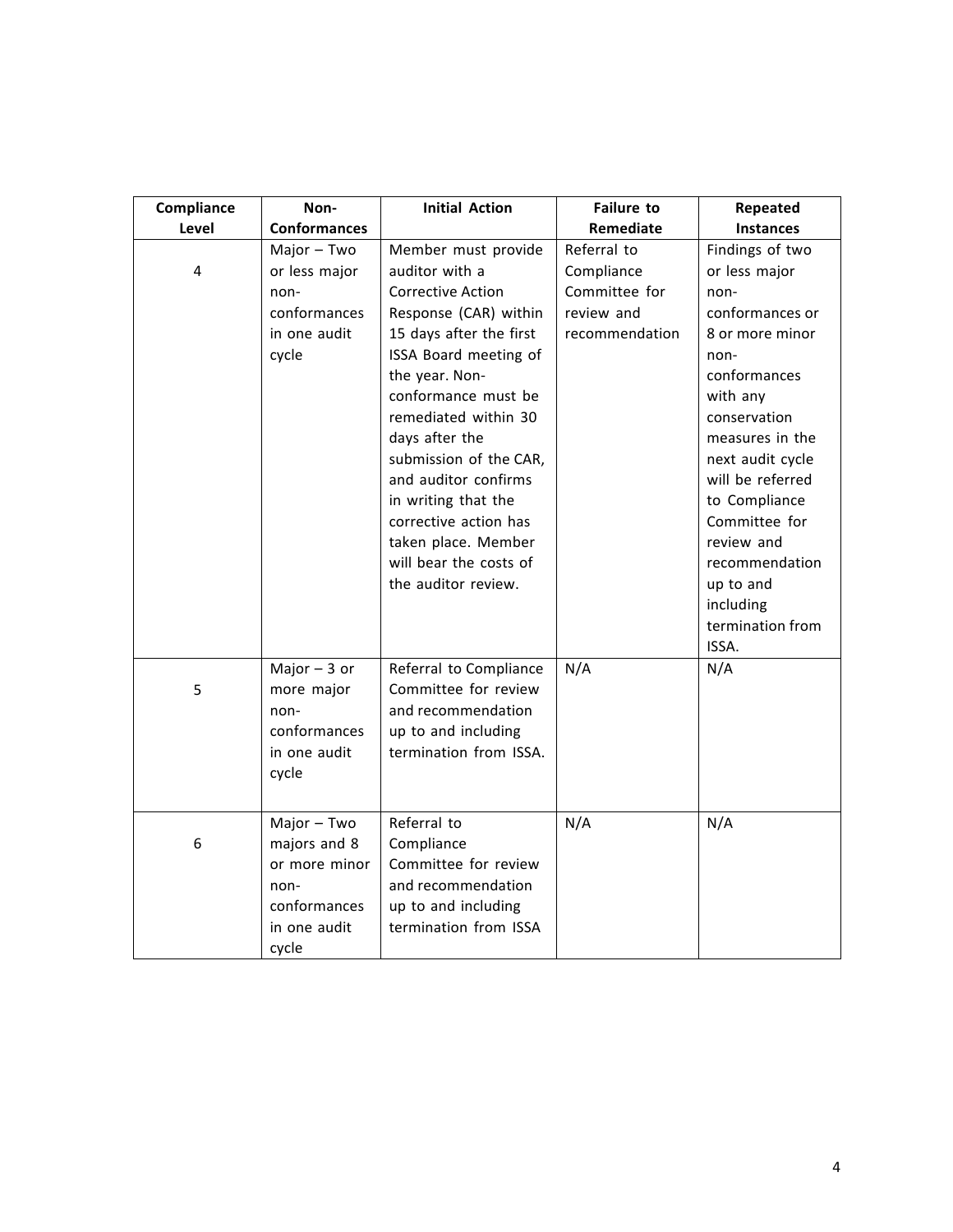| Compliance Level | Non-Conformances | Initial Action | Failure to Remediate | Repeated Instances |
| --- | --- | --- | --- | --- |
| 4 | Major – Two or less major non-conformances in one audit cycle | Member must provide auditor with a Corrective Action Response (CAR) within 15 days after the first ISSA Board meeting of the year. Non-conformance must be remediated within 30 days after the submission of the CAR, and auditor confirms in writing that the corrective action has taken place. Member will bear the costs of the auditor review. | Referral to Compliance Committee for review and recommendation | Findings of two or less major non-conformances or 8 or more minor non-conformances with any conservation measures in the next audit cycle will be referred to Compliance Committee for review and recommendation up to and including termination from ISSA. |
| 5 | Major – 3 or more major non-conformances in one audit cycle | Referral to Compliance Committee for review and recommendation up to and including termination from ISSA. | N/A | N/A |
| 6 | Major – Two majors and 8 or more minor non-conformances in one audit cycle | Referral to Compliance Committee for review and recommendation up to and including termination from ISSA | N/A | N/A |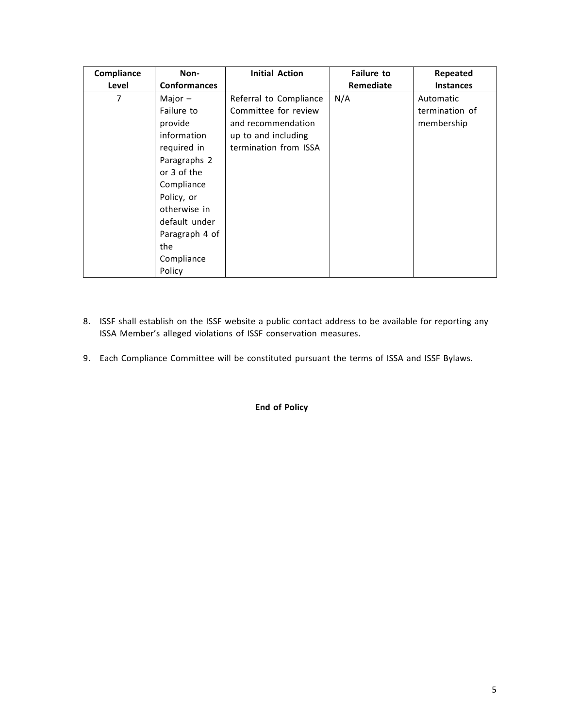| Compliance Level | Non-Conformances | Initial Action | Failure to Remediate | Repeated Instances |
|---|---|---|---|---|
| 7 | Major – Failure to provide information required in Paragraphs 2 or 3 of the Compliance Policy, or otherwise in default under Paragraph 4 of the Compliance Policy | Referral to Compliance Committee for review and recommendation up to and including termination from ISSA | N/A | Automatic termination of membership |

8. ISSF shall establish on the ISSF website a public contact address to be available for reporting any ISSA Member's alleged violations of ISSF conservation measures.

9. Each Compliance Committee will be constituted pursuant the terms of ISSA and ISSF Bylaws.

**End of Policy**